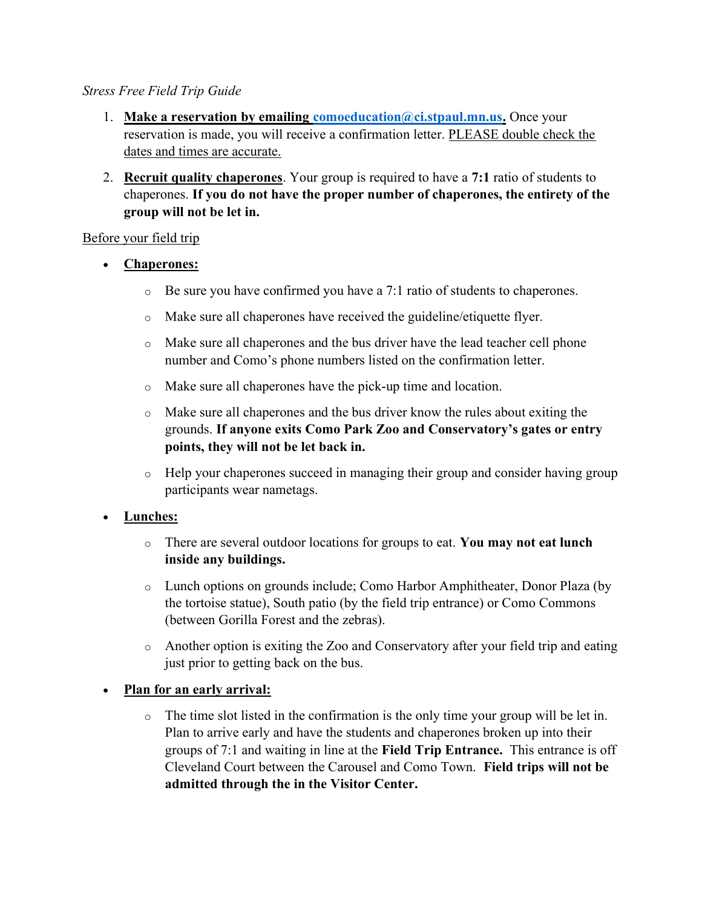*Stress Free Field Trip Guide*

1. **Make a reservation by emailing comoeducation@ci.stpaul.mn.us.** Once your reservation is made, you will receive a confirmation letter. PLEASE double check the dates and times are accurate.
2. **Recruit quality chaperones**. Your group is required to have a **7:1** ratio of students to chaperones. **If you do not have the proper number of chaperones, the entirety of the group will not be let in.**

Before your field trip

- **Chaperones:**
  - Be sure you have confirmed you have a 7:1 ratio of students to chaperones.
  - Make sure all chaperones have received the guideline/etiquette flyer.
  - Make sure all chaperones and the bus driver have the lead teacher cell phone number and Como's phone numbers listed on the confirmation letter.
  - Make sure all chaperones have the pick-up time and location.
  - Make sure all chaperones and the bus driver know the rules about exiting the grounds. **If anyone exits Como Park Zoo and Conservatory's gates or entry points, they will not be let back in.**
  - Help your chaperones succeed in managing their group and consider having group participants wear nametags.
- **Lunches:**
  - There are several outdoor locations for groups to eat. **You may not eat lunch inside any buildings.**
  - Lunch options on grounds include; Como Harbor Amphitheater, Donor Plaza (by the tortoise statue), South patio (by the field trip entrance) or Como Commons (between Gorilla Forest and the zebras).
  - Another option is exiting the Zoo and Conservatory after your field trip and eating just prior to getting back on the bus.
- **Plan for an early arrival:**
  - The time slot listed in the confirmation is the only time your group will be let in. Plan to arrive early and have the students and chaperones broken up into their groups of 7:1 and waiting in line at the **Field Trip Entrance.** This entrance is off Cleveland Court between the Carousel and Como Town. **Field trips will not be admitted through the in the Visitor Center.**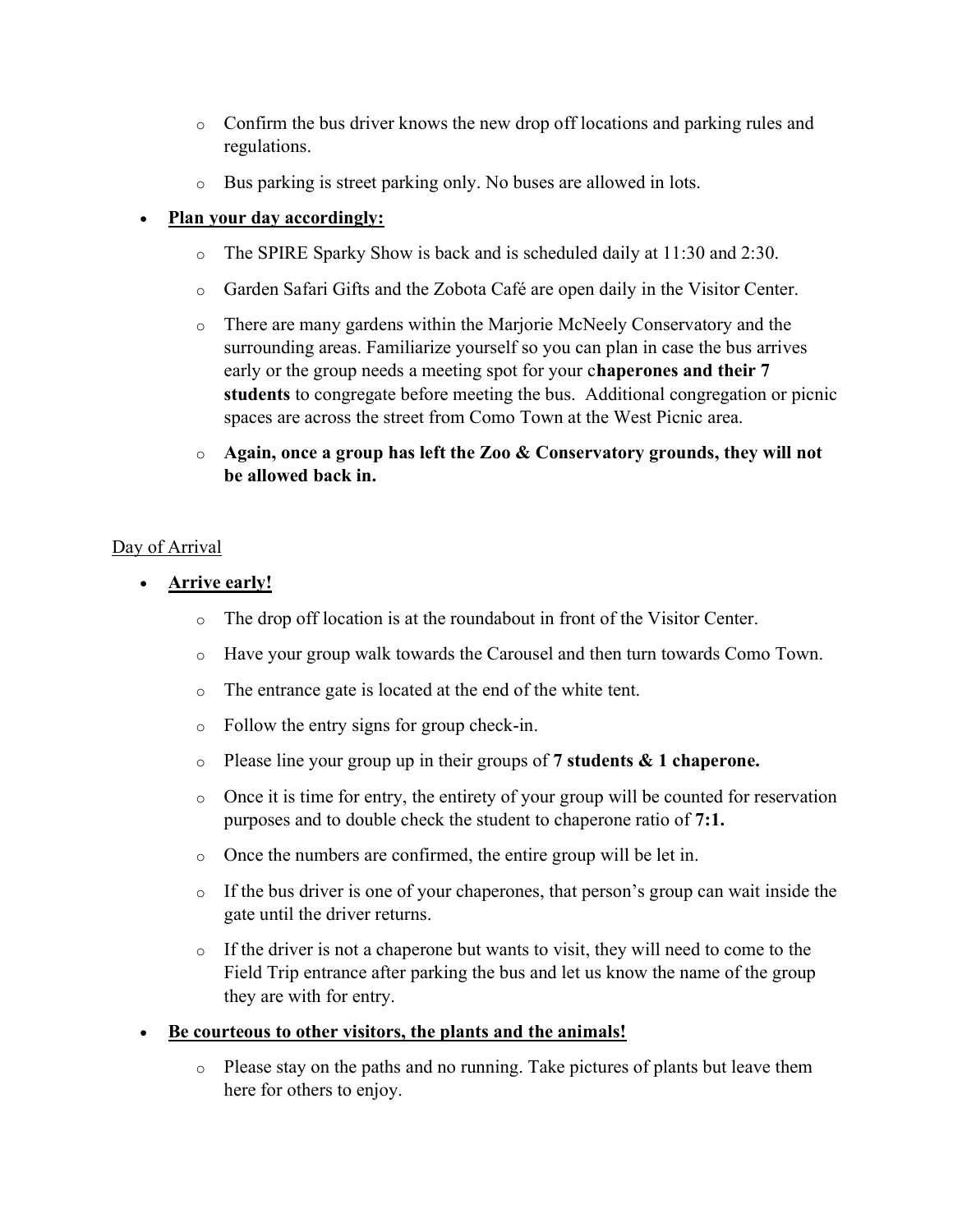- Confirm the bus driver knows the new drop off locations and parking rules and regulations.
  - Bus parking is street parking only. No buses are allowed in lots.

- **<u>Plan your day accordingly:</u>**
  - The SPIRE Sparky Show is back and is scheduled daily at 11:30 and 2:30.
  - Garden Safari Gifts and the Zobota Café are open daily in the Visitor Center.
  - There are many gardens within the Marjorie McNeely Conservatory and the surrounding areas. Familiarize yourself so you can plan in case the bus arrives early or the group needs a meeting spot for your c**haperones and their 7 students** to congregate before meeting the bus. Additional congregation or picnic spaces are across the street from Como Town at the West Picnic area.
  - **Again, once a group has left the Zoo & Conservatory grounds, they will not be allowed back in.**

<u>Day of Arrival</u>

- **<u>Arrive early!</u>**
  - The drop off location is at the roundabout in front of the Visitor Center.
  - Have your group walk towards the Carousel and then turn towards Como Town.
  - The entrance gate is located at the end of the white tent.
  - Follow the entry signs for group check-in.
  - Please line your group up in their groups of **7 students & 1 chaperone.**
  - Once it is time for entry, the entirety of your group will be counted for reservation purposes and to double check the student to chaperone ratio of **7:1.**
  - Once the numbers are confirmed, the entire group will be let in.
  - If the bus driver is one of your chaperones, that person's group can wait inside the gate until the driver returns.
  - If the driver is not a chaperone but wants to visit, they will need to come to the Field Trip entrance after parking the bus and let us know the name of the group they are with for entry.

- **<u>Be courteous to other visitors, the plants and the animals!</u>**
  - Please stay on the paths and no running. Take pictures of plants but leave them here for others to enjoy.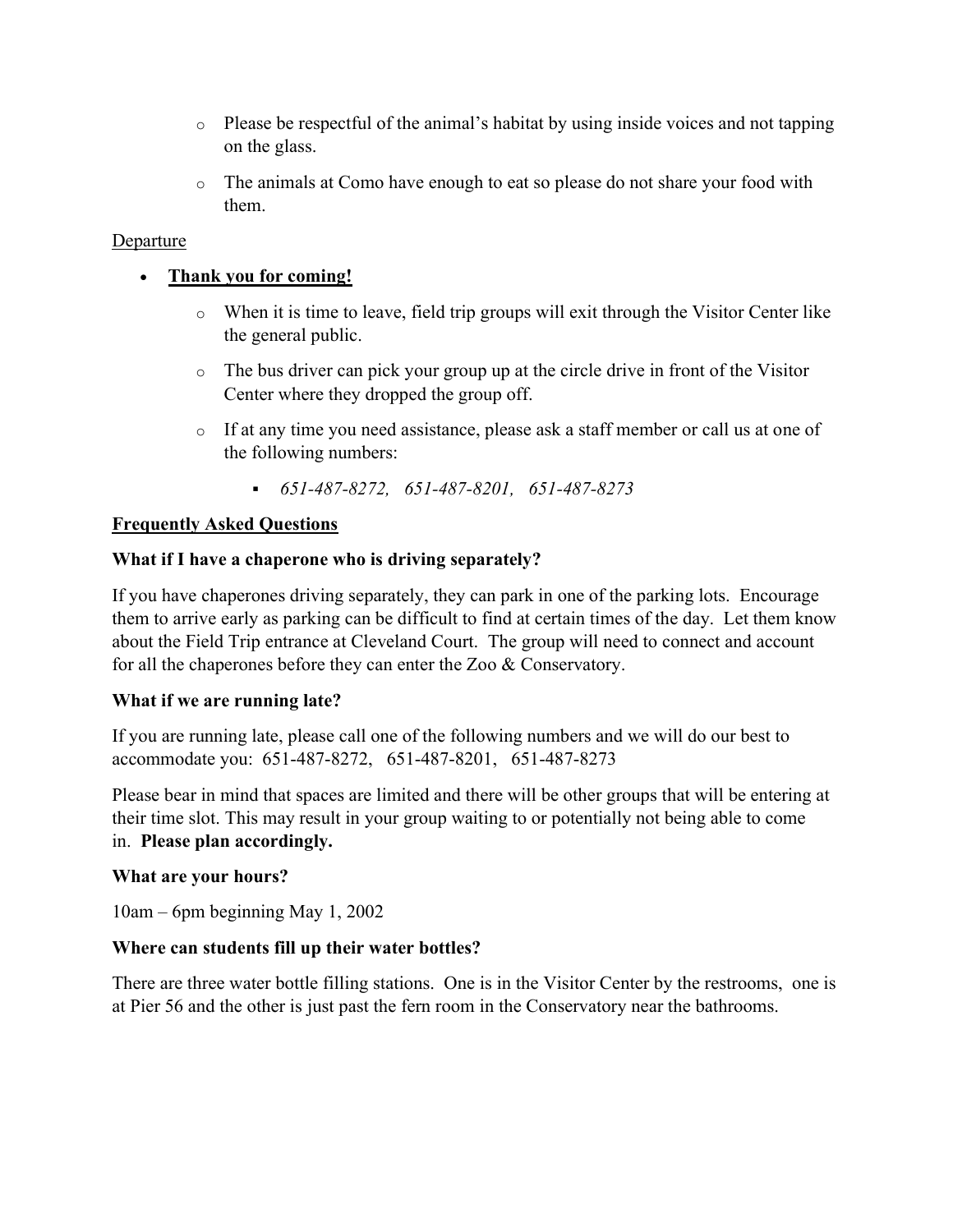- Please be respectful of the animal's habitat by using inside voices and not tapping on the glass.
- The animals at Como have enough to eat so please do not share your food with them.

Departure

- **Thank you for coming!**
  - When it is time to leave, field trip groups will exit through the Visitor Center like the general public.
  - The bus driver can pick your group up at the circle drive in front of the Visitor Center where they dropped the group off.
  - If at any time you need assistance, please ask a staff member or call us at one of the following numbers:
    - *651-487-8272, 651-487-8201, 651-487-8273*

**Frequently Asked Questions**

**What if I have a chaperone who is driving separately?**

If you have chaperones driving separately, they can park in one of the parking lots. Encourage them to arrive early as parking can be difficult to find at certain times of the day. Let them know about the Field Trip entrance at Cleveland Court. The group will need to connect and account for all the chaperones before they can enter the Zoo & Conservatory.

**What if we are running late?**

If you are running late, please call one of the following numbers and we will do our best to accommodate you: 651-487-8272, 651-487-8201, 651-487-8273

Please bear in mind that spaces are limited and there will be other groups that will be entering at their time slot. This may result in your group waiting to or potentially not being able to come in. **Please plan accordingly.**

**What are your hours?**

10am – 6pm beginning May 1, 2002

**Where can students fill up their water bottles?**

There are three water bottle filling stations. One is in the Visitor Center by the restrooms, one is at Pier 56 and the other is just past the fern room in the Conservatory near the bathrooms.